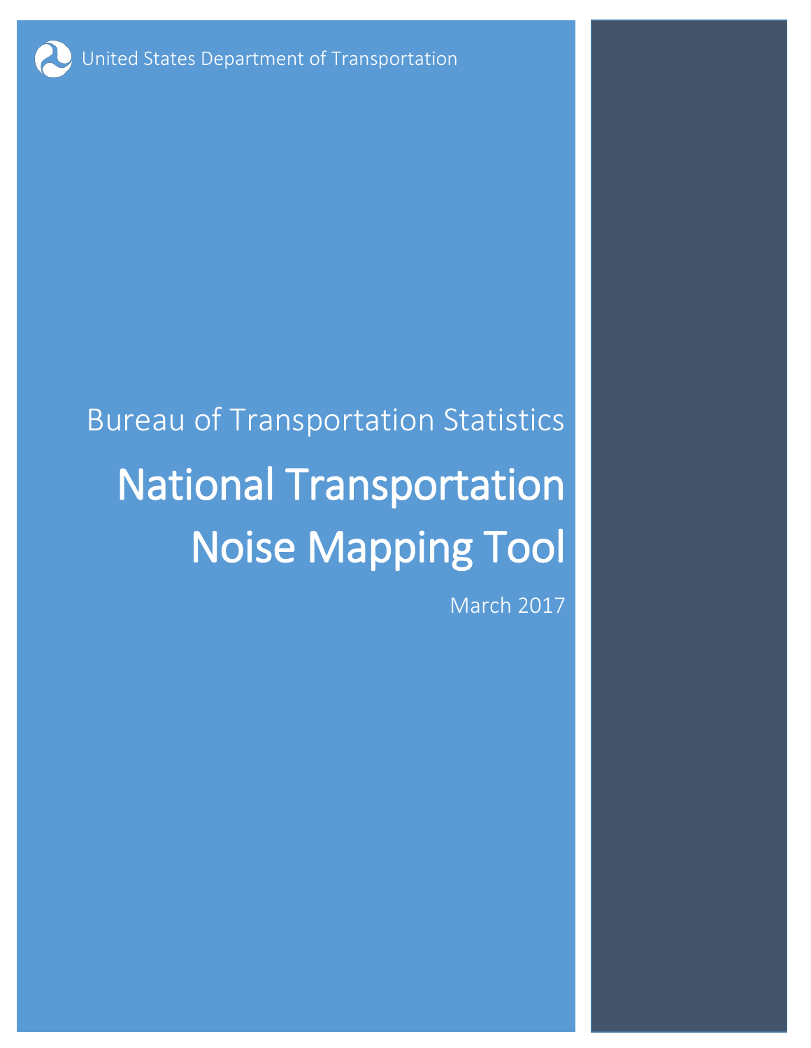United States Department of Transportation

Bureau of Transportation Statistics

# National Transportation Noise Mapping Tool

March 2017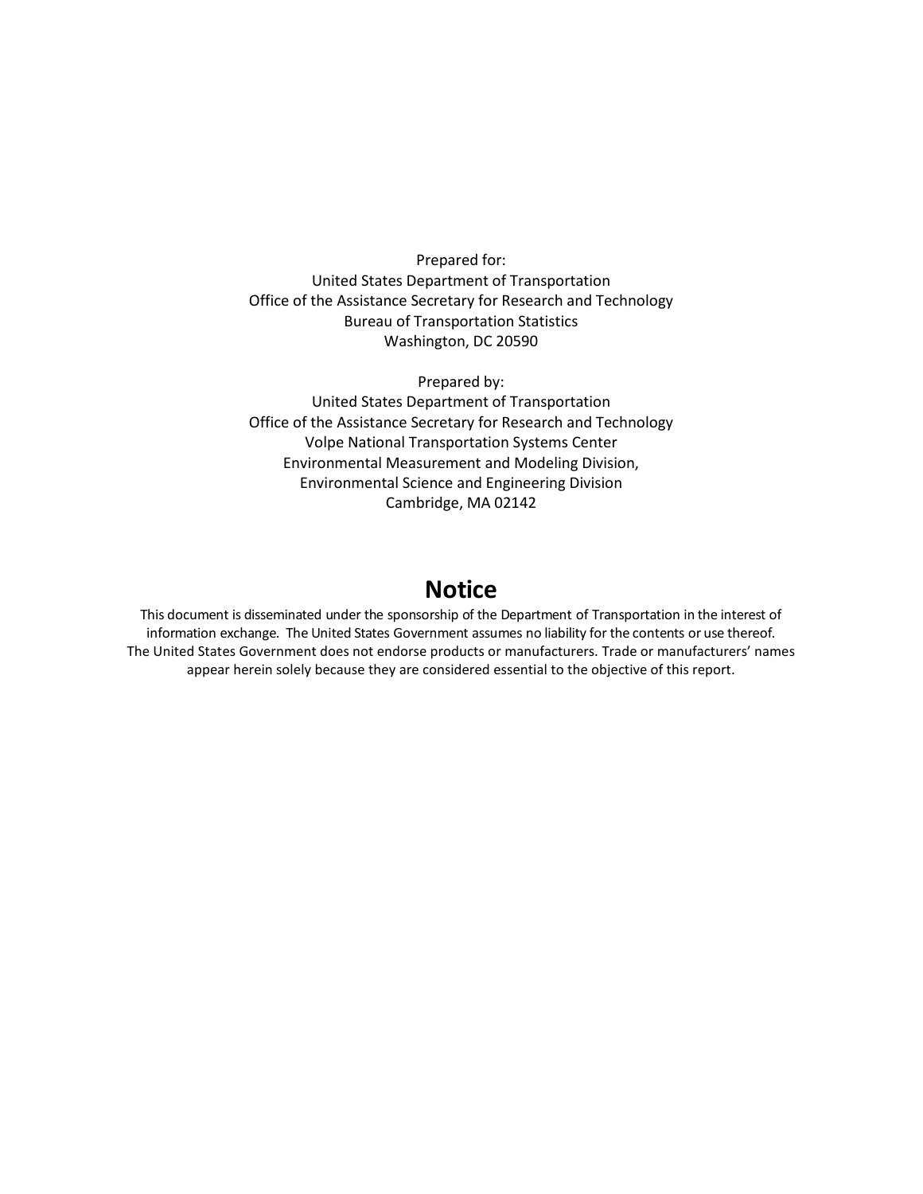Prepared for:
United States Department of Transportation
Office of the Assistance Secretary for Research and Technology
Bureau of Transportation Statistics
Washington, DC 20590

Prepared by:
United States Department of Transportation
Office of the Assistance Secretary for Research and Technology
Volpe National Transportation Systems Center
Environmental Measurement and Modeling Division,
Environmental Science and Engineering Division
Cambridge, MA 02142

## Notice

This document is disseminated under the sponsorship of the Department of Transportation in the interest of information exchange. The United States Government assumes no liability for the contents or use thereof. The United States Government does not endorse products or manufacturers. Trade or manufacturers' names appear herein solely because they are considered essential to the objective of this report.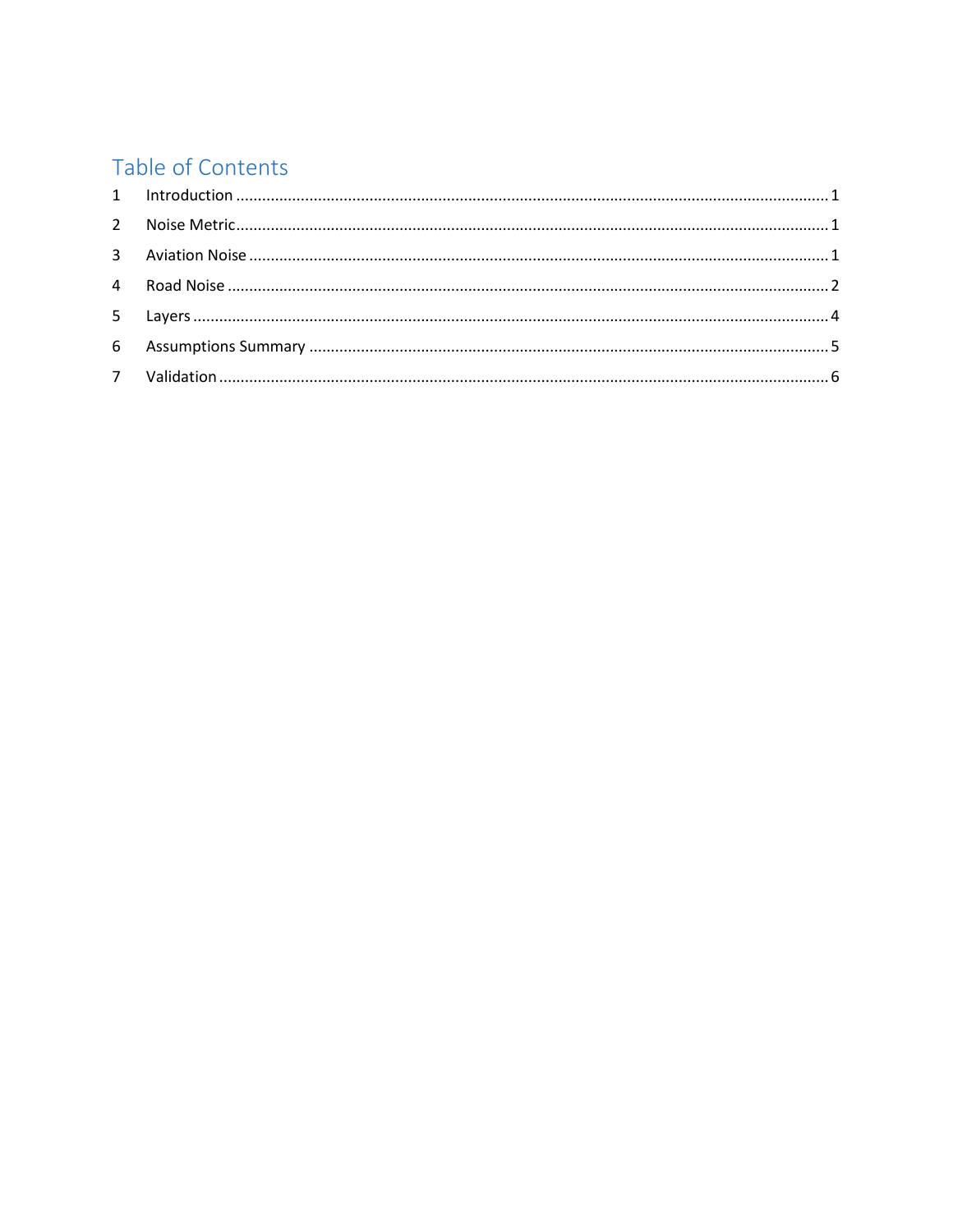# Table of Contents

1 Introduction ........................................................................................................................... 1

2 Noise Metric........................................................................................................................... 1

3 Aviation Noise ........................................................................................................................ 1

4 Road Noise ............................................................................................................................. 2

5 Layers ..................................................................................................................................... 4

6 Assumptions Summary .......................................................................................................... 5

7 Validation ............................................................................................................................... 6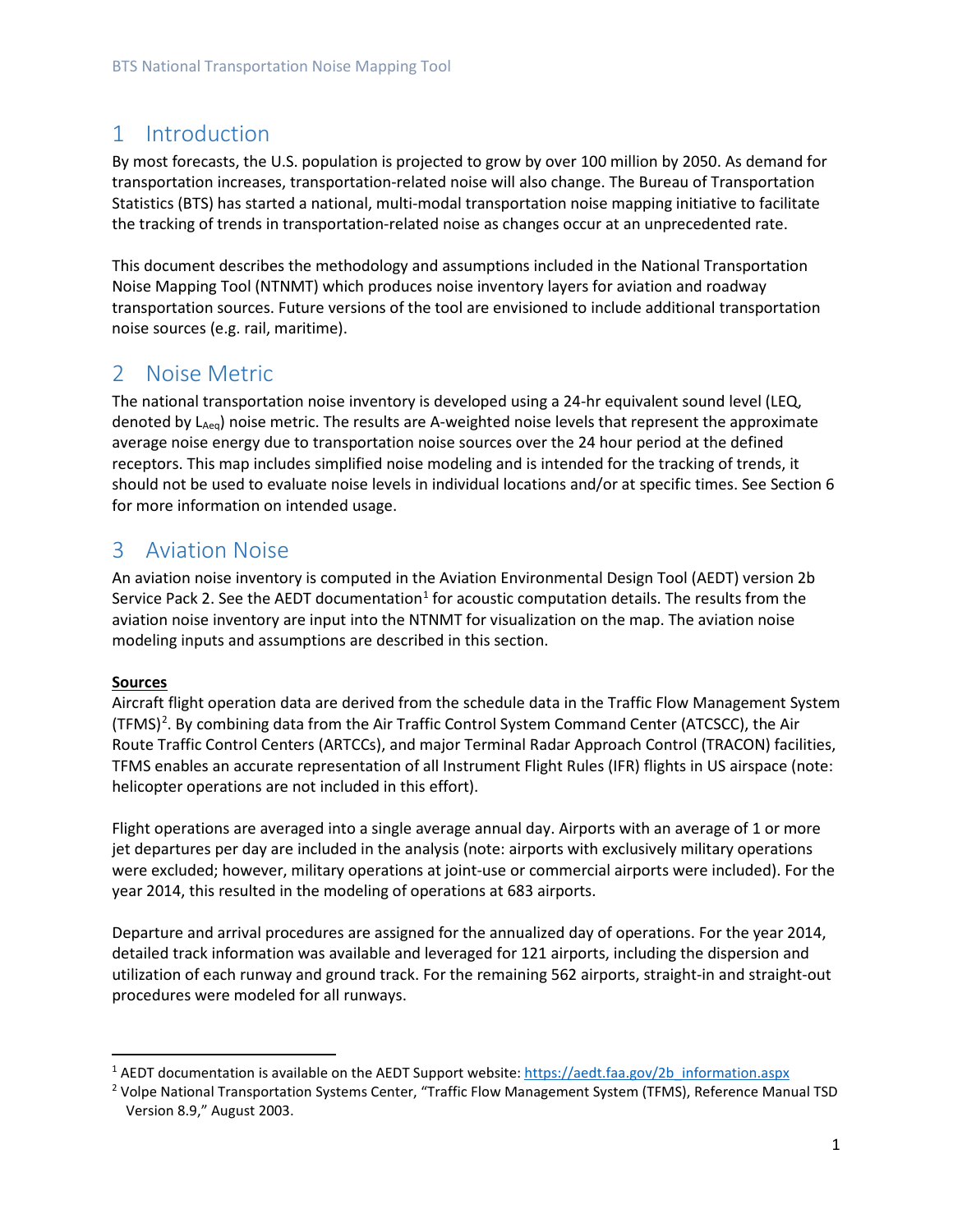# 1 Introduction

By most forecasts, the U.S. population is projected to grow by over 100 million by 2050. As demand for transportation increases, transportation-related noise will also change. The Bureau of Transportation Statistics (BTS) has started a national, multi-modal transportation noise mapping initiative to facilitate the tracking of trends in transportation-related noise as changes occur at an unprecedented rate.

This document describes the methodology and assumptions included in the National Transportation Noise Mapping Tool (NTNMT) which produces noise inventory layers for aviation and roadway transportation sources. Future versions of the tool are envisioned to include additional transportation noise sources (e.g. rail, maritime).

# 2 Noise Metric

The national transportation noise inventory is developed using a 24-hr equivalent sound level (LEQ, denoted by $L_{Aeq}$) noise metric. The results are A-weighted noise levels that represent the approximate average noise energy due to transportation noise sources over the 24 hour period at the defined receptors. This map includes simplified noise modeling and is intended for the tracking of trends, it should not be used to evaluate noise levels in individual locations and/or at specific times. See Section 6 for more information on intended usage.

# 3 Aviation Noise

An aviation noise inventory is computed in the Aviation Environmental Design Tool (AEDT) version 2b Service Pack 2. See the AEDT documentation[1] for acoustic computation details. The results from the aviation noise inventory are input into the NTNMT for visualization on the map. The aviation noise modeling inputs and assumptions are described in this section.

**Sources**

Aircraft flight operation data are derived from the schedule data in the Traffic Flow Management System (TFMS)[2]. By combining data from the Air Traffic Control System Command Center (ATCSCC), the Air Route Traffic Control Centers (ARTCCs), and major Terminal Radar Approach Control (TRACON) facilities, TFMS enables an accurate representation of all Instrument Flight Rules (IFR) flights in US airspace (note: helicopter operations are not included in this effort).

Flight operations are averaged into a single average annual day. Airports with an average of 1 or more jet departures per day are included in the analysis (note: airports with exclusively military operations were excluded; however, military operations at joint-use or commercial airports were included). For the year 2014, this resulted in the modeling of operations at 683 airports.

Departure and arrival procedures are assigned for the annualized day of operations. For the year 2014, detailed track information was available and leveraged for 121 airports, including the dispersion and utilization of each runway and ground track. For the remaining 562 airports, straight-in and straight-out procedures were modeled for all runways.

---

[1] AEDT documentation is available on the AEDT Support website: https://aedt.faa.gov/2b_information.aspx

[2] Volpe National Transportation Systems Center, "Traffic Flow Management System (TFMS), Reference Manual TSD Version 8.9," August 2003.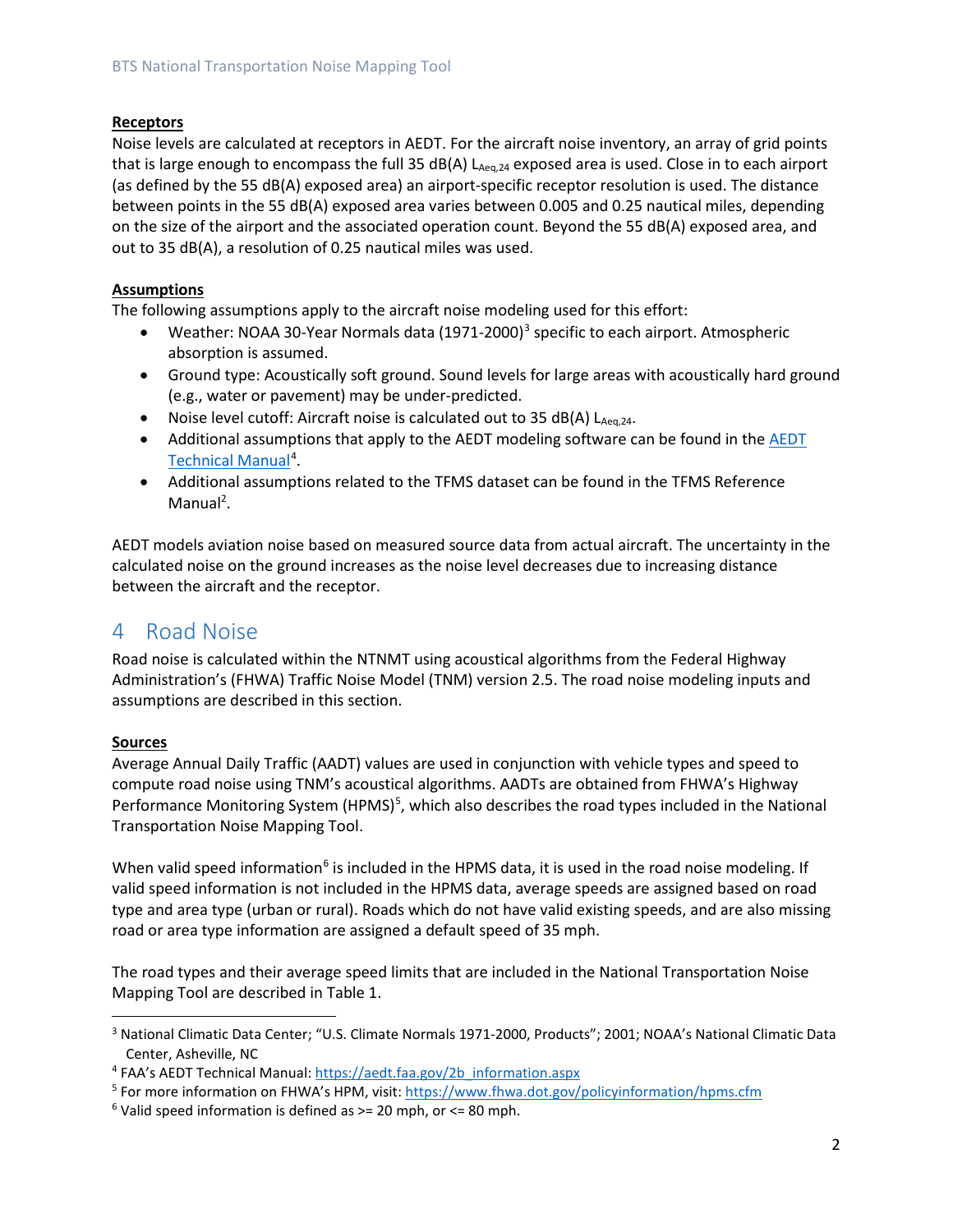**Receptors**

Noise levels are calculated at receptors in AEDT. For the aircraft noise inventory, an array of grid points that is large enough to encompass the full 35 dB(A) $L_{Aeq,24}$ exposed area is used. Close in to each airport (as defined by the 55 dB(A) exposed area) an airport-specific receptor resolution is used. The distance between points in the 55 dB(A) exposed area varies between 0.005 and 0.25 nautical miles, depending on the size of the airport and the associated operation count. Beyond the 55 dB(A) exposed area, and out to 35 dB(A), a resolution of 0.25 nautical miles was used.

**Assumptions**

The following assumptions apply to the aircraft noise modeling used for this effort:

- Weather: NOAA 30-Year Normals data (1971-2000)[3] specific to each airport. Atmospheric absorption is assumed.
- Ground type: Acoustically soft ground. Sound levels for large areas with acoustically hard ground (e.g., water or pavement) may be under-predicted.
- Noise level cutoff: Aircraft noise is calculated out to 35 dB(A) $L_{Aeq,24}$.
- Additional assumptions that apply to the AEDT modeling software can be found in the AEDT Technical Manual[4].
- Additional assumptions related to the TFMS dataset can be found in the TFMS Reference Manual[2].

AEDT models aviation noise based on measured source data from actual aircraft. The uncertainty in the calculated noise on the ground increases as the noise level decreases due to increasing distance between the aircraft and the receptor.

# 4 Road Noise

Road noise is calculated within the NTNMT using acoustical algorithms from the Federal Highway Administration's (FHWA) Traffic Noise Model (TNM) version 2.5. The road noise modeling inputs and assumptions are described in this section.

**Sources**

Average Annual Daily Traffic (AADT) values are used in conjunction with vehicle types and speed to compute road noise using TNM's acoustical algorithms. AADTs are obtained from FHWA's Highway Performance Monitoring System (HPMS)[5], which also describes the road types included in the National Transportation Noise Mapping Tool.

When valid speed information[6] is included in the HPMS data, it is used in the road noise modeling. If valid speed information is not included in the HPMS data, average speeds are assigned based on road type and area type (urban or rural). Roads which do not have valid existing speeds, and are also missing road or area type information are assigned a default speed of 35 mph.

The road types and their average speed limits that are included in the National Transportation Noise Mapping Tool are described in Table 1.

---

[3] National Climatic Data Center; "U.S. Climate Normals 1971-2000, Products"; 2001; NOAA's National Climatic Data Center, Asheville, NC

[4] FAA's AEDT Technical Manual: https://aedt.faa.gov/2b_information.aspx

[5] For more information on FHWA's HPM, visit: https://www.fhwa.dot.gov/policyinformation/hpms.cfm

[6] Valid speed information is defined as >= 20 mph, or <= 80 mph.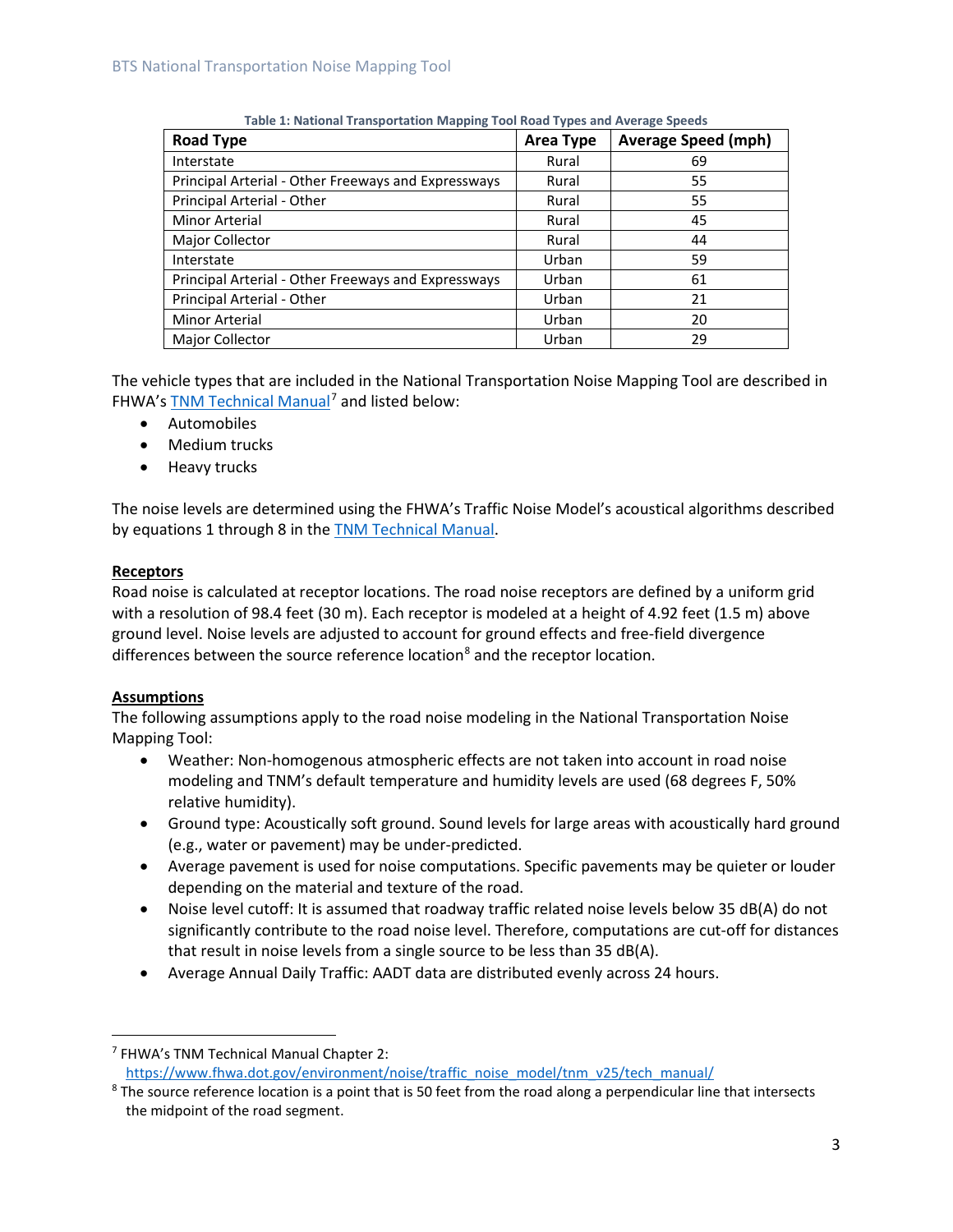**Table 1: National Transportation Mapping Tool Road Types and Average Speeds**

| Road Type | Area Type | Average Speed (mph) |
|---|---|---|
| Interstate | Rural | 69 |
| Principal Arterial - Other Freeways and Expressways | Rural | 55 |
| Principal Arterial - Other | Rural | 55 |
| Minor Arterial | Rural | 45 |
| Major Collector | Rural | 44 |
| Interstate | Urban | 59 |
| Principal Arterial - Other Freeways and Expressways | Urban | 61 |
| Principal Arterial - Other | Urban | 21 |
| Minor Arterial | Urban | 20 |
| Major Collector | Urban | 29 |

The vehicle types that are included in the National Transportation Noise Mapping Tool are described in FHWA's TNM Technical Manual[7] and listed below:

- Automobiles
- Medium trucks
- Heavy trucks

The noise levels are determined using the FHWA's Traffic Noise Model's acoustical algorithms described by equations 1 through 8 in the TNM Technical Manual.

**Receptors**

Road noise is calculated at receptor locations. The road noise receptors are defined by a uniform grid with a resolution of 98.4 feet (30 m). Each receptor is modeled at a height of 4.92 feet (1.5 m) above ground level. Noise levels are adjusted to account for ground effects and free-field divergence differences between the source reference location[8] and the receptor location.

**Assumptions**

The following assumptions apply to the road noise modeling in the National Transportation Noise Mapping Tool:

- Weather: Non-homogenous atmospheric effects are not taken into account in road noise modeling and TNM's default temperature and humidity levels are used (68 degrees F, 50% relative humidity).
- Ground type: Acoustically soft ground. Sound levels for large areas with acoustically hard ground (e.g., water or pavement) may be under-predicted.
- Average pavement is used for noise computations. Specific pavements may be quieter or louder depending on the material and texture of the road.
- Noise level cutoff: It is assumed that roadway traffic related noise levels below 35 dB(A) do not significantly contribute to the road noise level. Therefore, computations are cut-off for distances that result in noise levels from a single source to be less than 35 dB(A).
- Average Annual Daily Traffic: AADT data are distributed evenly across 24 hours.

---

[7] FHWA's TNM Technical Manual Chapter 2: https://www.fhwa.dot.gov/environment/noise/traffic_noise_model/tnm_v25/tech_manual/

[8] The source reference location is a point that is 50 feet from the road along a perpendicular line that intersects the midpoint of the road segment.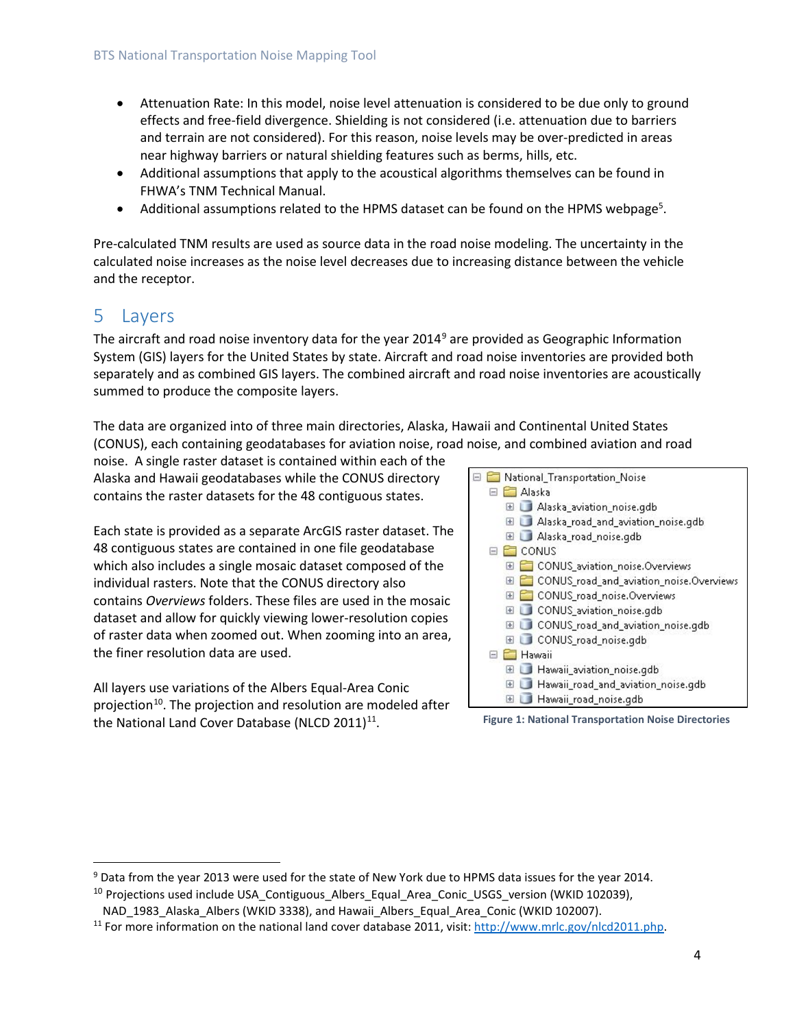- Attenuation Rate: In this model, noise level attenuation is considered to be due only to ground effects and free-field divergence. Shielding is not considered (i.e. attenuation due to barriers and terrain are not considered). For this reason, noise levels may be over-predicted in areas near highway barriers or natural shielding features such as berms, hills, etc.
- Additional assumptions that apply to the acoustical algorithms themselves can be found in FHWA's TNM Technical Manual.
- Additional assumptions related to the HPMS dataset can be found on the HPMS webpage[5].

Pre-calculated TNM results are used as source data in the road noise modeling. The uncertainty in the calculated noise increases as the noise level decreases due to increasing distance between the vehicle and the receptor.

# 5 Layers

The aircraft and road noise inventory data for the year 2014[9] are provided as Geographic Information System (GIS) layers for the United States by state. Aircraft and road noise inventories are provided both separately and as combined GIS layers. The combined aircraft and road noise inventories are acoustically summed to produce the composite layers.

The data are organized into of three main directories, Alaska, Hawaii and Continental United States (CONUS), each containing geodatabases for aviation noise, road noise, and combined aviation and road noise. A single raster dataset is contained within each of the Alaska and Hawaii geodatabases while the CONUS directory contains the raster datasets for the 48 contiguous states.

Each state is provided as a separate ArcGIS raster dataset. The 48 contiguous states are contained in one file geodatabase which also includes a single mosaic dataset composed of the individual rasters. Note that the CONUS directory also contains *Overviews* folders. These files are used in the mosaic dataset and allow for quickly viewing lower-resolution copies of raster data when zoomed out. When zooming into an area, the finer resolution data are used.

All layers use variations of the Albers Equal-Area Conic projection[10]. The projection and resolution are modeled after the National Land Cover Database (NLCD 2011)[11].

```
National_Transportation_Noise
    Alaska
        Alaska_aviation_noise.gdb
        Alaska_road_and_aviation_noise.gdb
        Alaska_road_noise.gdb
    CONUS
        CONUS_aviation_noise.Overviews
        CONUS_road_and_aviation_noise.Overviews
        CONUS_road_noise.Overviews
        CONUS_aviation_noise.gdb
        CONUS_road_and_aviation_noise.gdb
        CONUS_road_noise.gdb
    Hawaii
        Hawaii_aviation_noise.gdb
        Hawaii_road_and_aviation_noise.gdb
        Hawaii_road_noise.gdb
```

**Figure 1: National Transportation Noise Directories**

---

[9] Data from the year 2013 were used for the state of New York due to HPMS data issues for the year 2014.

[10] Projections used include USA_Contiguous_Albers_Equal_Area_Conic_USGS_version (WKID 102039), NAD_1983_Alaska_Albers (WKID 3338), and Hawaii_Albers_Equal_Area_Conic (WKID 102007).

[11] For more information on the national land cover database 2011, visit: http://www.mrlc.gov/nlcd2011.php.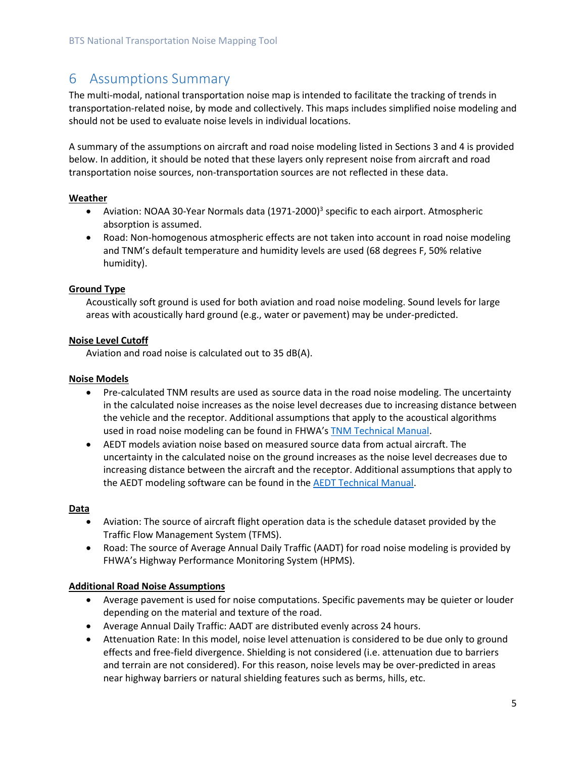# 6 Assumptions Summary

The multi-modal, national transportation noise map is intended to facilitate the tracking of trends in transportation-related noise, by mode and collectively. This maps includes simplified noise modeling and should not be used to evaluate noise levels in individual locations.

A summary of the assumptions on aircraft and road noise modeling listed in Sections 3 and 4 is provided below. In addition, it should be noted that these layers only represent noise from aircraft and road transportation noise sources, non-transportation sources are not reflected in these data.

**Weather**

- Aviation: NOAA 30-Year Normals data (1971-2000)[3] specific to each airport. Atmospheric absorption is assumed.
- Road: Non-homogenous atmospheric effects are not taken into account in road noise modeling and TNM's default temperature and humidity levels are used (68 degrees F, 50% relative humidity).

**Ground Type**

Acoustically soft ground is used for both aviation and road noise modeling. Sound levels for large areas with acoustically hard ground (e.g., water or pavement) may be under-predicted.

**Noise Level Cutoff**

Aviation and road noise is calculated out to 35 dB(A).

**Noise Models**

- Pre-calculated TNM results are used as source data in the road noise modeling. The uncertainty in the calculated noise increases as the noise level decreases due to increasing distance between the vehicle and the receptor. Additional assumptions that apply to the acoustical algorithms used in road noise modeling can be found in FHWA's TNM Technical Manual.
- AEDT models aviation noise based on measured source data from actual aircraft. The uncertainty in the calculated noise on the ground increases as the noise level decreases due to increasing distance between the aircraft and the receptor. Additional assumptions that apply to the AEDT modeling software can be found in the AEDT Technical Manual.

**Data**

- Aviation: The source of aircraft flight operation data is the schedule dataset provided by the Traffic Flow Management System (TFMS).
- Road: The source of Average Annual Daily Traffic (AADT) for road noise modeling is provided by FHWA's Highway Performance Monitoring System (HPMS).

**Additional Road Noise Assumptions**

- Average pavement is used for noise computations. Specific pavements may be quieter or louder depending on the material and texture of the road.
- Average Annual Daily Traffic: AADT are distributed evenly across 24 hours.
- Attenuation Rate: In this model, noise level attenuation is considered to be due only to ground effects and free-field divergence. Shielding is not considered (i.e. attenuation due to barriers and terrain are not considered). For this reason, noise levels may be over-predicted in areas near highway barriers or natural shielding features such as berms, hills, etc.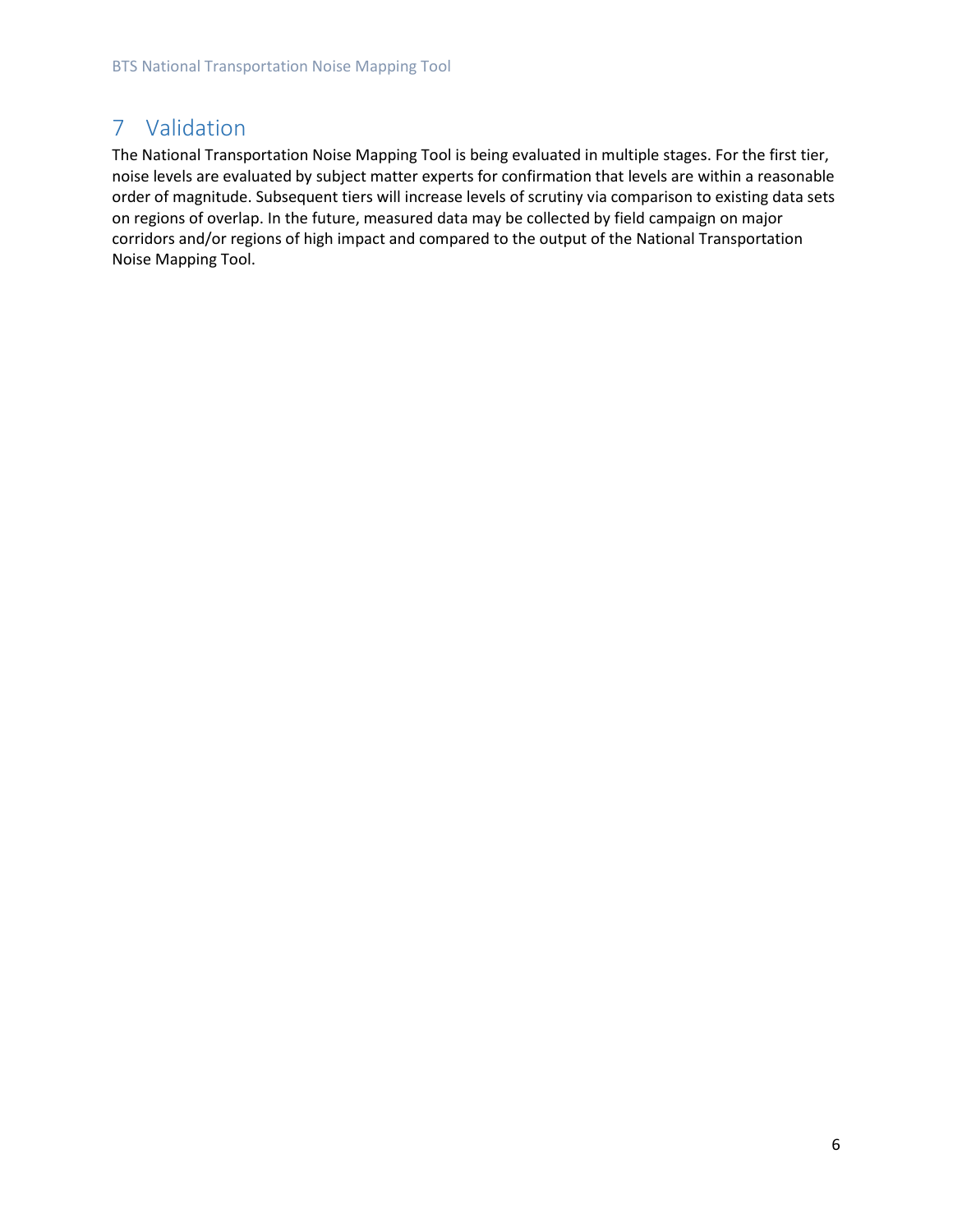# 7 Validation

The National Transportation Noise Mapping Tool is being evaluated in multiple stages. For the first tier, noise levels are evaluated by subject matter experts for confirmation that levels are within a reasonable order of magnitude. Subsequent tiers will increase levels of scrutiny via comparison to existing data sets on regions of overlap. In the future, measured data may be collected by field campaign on major corridors and/or regions of high impact and compared to the output of the National Transportation Noise Mapping Tool.